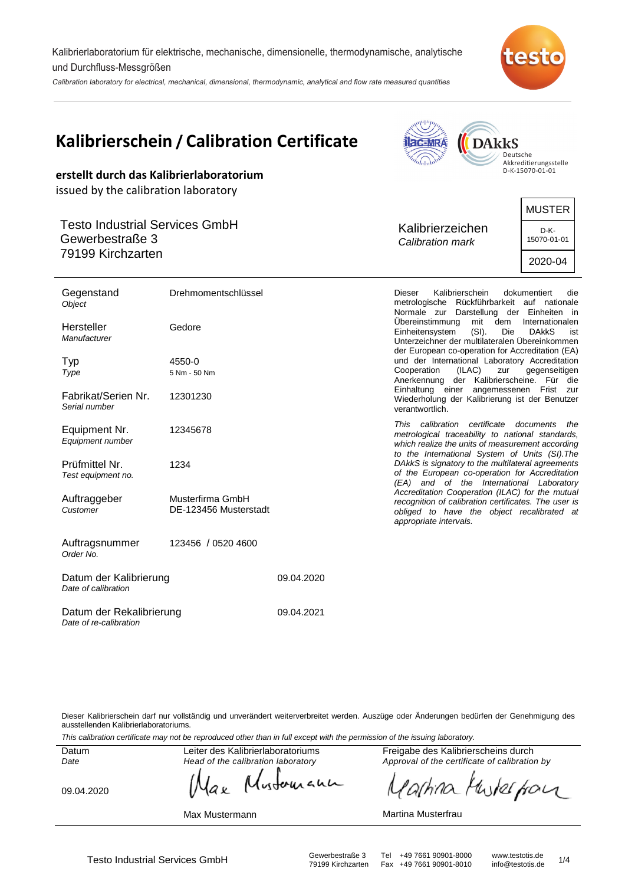Kalibrierlaboratorium für elektrische, mechanische, dimensionelle, thermodynamische, analytische und Durchfluss-Messgrößen

*Calibration laboratory for electrical, mechanical, dimensional, thermodynamic, analytical and flow rate measured quantities*

# Kalibrierschein / Calibration Certificate

Deutsche Akkreditierungsstelle D-K-15070-01-01

**erstellt durch das Kalibrierlaboratorium**

issued by the calibration laboratory

Testo Industrial Services GmbH
Gewerbestraße 3
79199 Kirchzarten

Kalibrierzeichen
*Calibration mark*

| MUSTER |
|---|
| D-K-15070-01-01 |
| 2020-04 |

| | |
|---|---|
| Gegenstand *Object* | Drehmomentschlüssel |
| Hersteller *Manufacturer* | Gedore |
| Typ *Type* | 4550-0<br>5 Nm - 50 Nm |
| Fabrikat/Serien Nr. *Serial number* | 12301230 |
| Equipment Nr. *Equipment number* | 12345678 |
| Prüfmittel Nr. *Test equipment no.* | 1234 |
| Auftraggeber *Customer* | Musterfirma GmbH<br>DE-123456 Musterstadt |
| Auftragsnummer *Order No.* | 123456 / 0520 4600 |
| Datum der Kalibrierung *Date of calibration* | 09.04.2020 |
| Datum der Rekalibrierung *Date of re-calibration* | 09.04.2021 |

Dieser Kalibrierschein dokumentiert die metrologische Rückführbarkeit auf nationale Normale zur Darstellung der Einheiten in Übereinstimmung mit dem Internationalen Einheitensystem (SI). Die DAkkS ist Unterzeichner der multilateralen Übereinkommen der European co-operation for Accreditation (EA) und der International Laboratory Accreditation Cooperation (ILAC) zur gegenseitigen Anerkennung der Kalibrierscheine. Für die Einhaltung einer angemessenen Frist zur Wiederholung der Kalibrierung ist der Benutzer verantwortlich.

*This calibration certificate documents the metrological traceability to national standards, which realize the units of measurement according to the International System of Units (SI).The DAkkS is signatory to the multilateral agreements of the European co-operation for Accreditation (EA) and of the International Laboratory Accreditation Cooperation (ILAC) for the mutual recognition of calibration certificates. The user is obliged to have the object recalibrated at appropriate intervals.*

Dieser Kalibrierschein darf nur vollständig und unverändert weiterverbreitet werden. Auszüge oder Änderungen bedürfen der Genehmigung des ausstellenden Kalibrierlaboratoriums.

*This calibration certificate may not be reproduced other than in full except with the permission of the issuing laboratory.*

| Datum *Date* | Leiter des Kalibrierlaboratoriums *Head of the calibration laboratory* | Freigabe des Kalibrierscheins durch *Approval of the certificate of calibration by* |
|---|---|---|
| 09.04.2020 | Max Mustermann | Martina Musterfrau |

Testo Industrial Services GmbH — Gewerbestraße 3, 79199 Kirchzarten — Tel +49 7661 90901-8000, Fax +49 7661 90901-8010 — www.testotis.de, info@testotis.de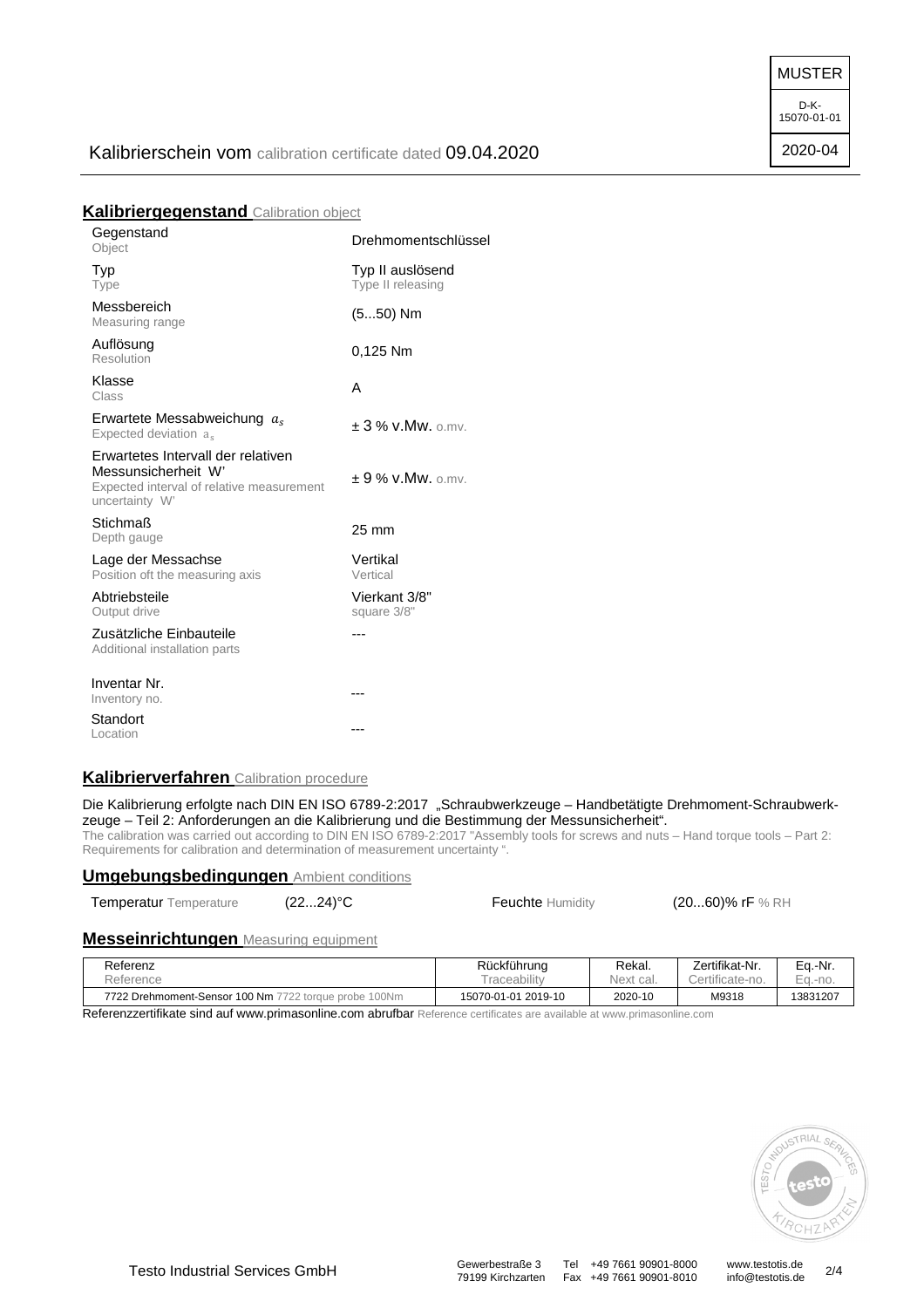MUSTER

D-K-15070-01-01

2020-04

Kalibrierschein vom calibration certificate dated 09.04.2020

## Kalibriergegenstand Calibration object

| | |
|---|---|
| Gegenstand<br>Object | Drehmomentschlüssel |
| Typ<br>Type | Typ II auslösend<br>Type II releasing |
| Messbereich<br>Measuring range | (5...50) Nm |
| Auflösung<br>Resolution | 0,125 Nm |
| Klasse<br>Class | A |
| Erwartete Messabweichung $a_s$<br>Expected deviation $a_s$ | ± 3 % v.Mw. o.mv. |
| Erwartetes Intervall der relativen Messunsicherheit W'<br>Expected interval of relative measurement uncertainty W' | ± 9 % v.Mw. o.mv. |
| Stichmaß<br>Depth gauge | 25 mm |
| Lage der Messachse<br>Position oft the measuring axis | Vertikal<br>Vertical |
| Abtriebsteile<br>Output drive | Vierkant 3/8"<br>square 3/8" |
| Zusätzliche Einbauteile<br>Additional installation parts | --- |
| Inventar Nr.<br>Inventory no. | --- |
| Standort<br>Location | --- |

## Kalibrierverfahren Calibration procedure

Die Kalibrierung erfolgte nach DIN EN ISO 6789-2:2017 „Schraubwerkzeuge – Handbetätigte Drehmoment-Schraubwerkzeuge – Teil 2: Anforderungen an die Kalibrierung und die Bestimmung der Messunsicherheit".
The calibration was carried out according to DIN EN ISO 6789-2:2017 "Assembly tools for screws and nuts – Hand torque tools – Part 2: Requirements for calibration and determination of measurement uncertainty ".

## Umgebungsbedingungen Ambient conditions

Temperatur Temperature (22...24)°C Feuchte Humidity (20...60)% rF % RH

## Messeinrichtungen Measuring equipment

| Referenz<br>Reference | Rückführung<br>Traceability | Rekal.<br>Next cal. | Zertifikat-Nr.<br>Certificate-no. | Eq.-Nr.<br>Eq.-no. |
|---|---|---|---|---|
| 7722 Drehmoment-Sensor 100 Nm 7722 torque probe 100Nm | 15070-01-01 2019-10 | 2020-10 | M9318 | 13831207 |

Referenzzertifikate sind auf www.primasonline.com abrufbar Reference certificates are available at www.primasonline.com

Testo Industrial Services GmbH

Gewerbestraße 3
79199 Kirchzarten

Tel +49 7661 90901-8000
Fax +49 7661 90901-8010

www.testotis.de
info@testotis.de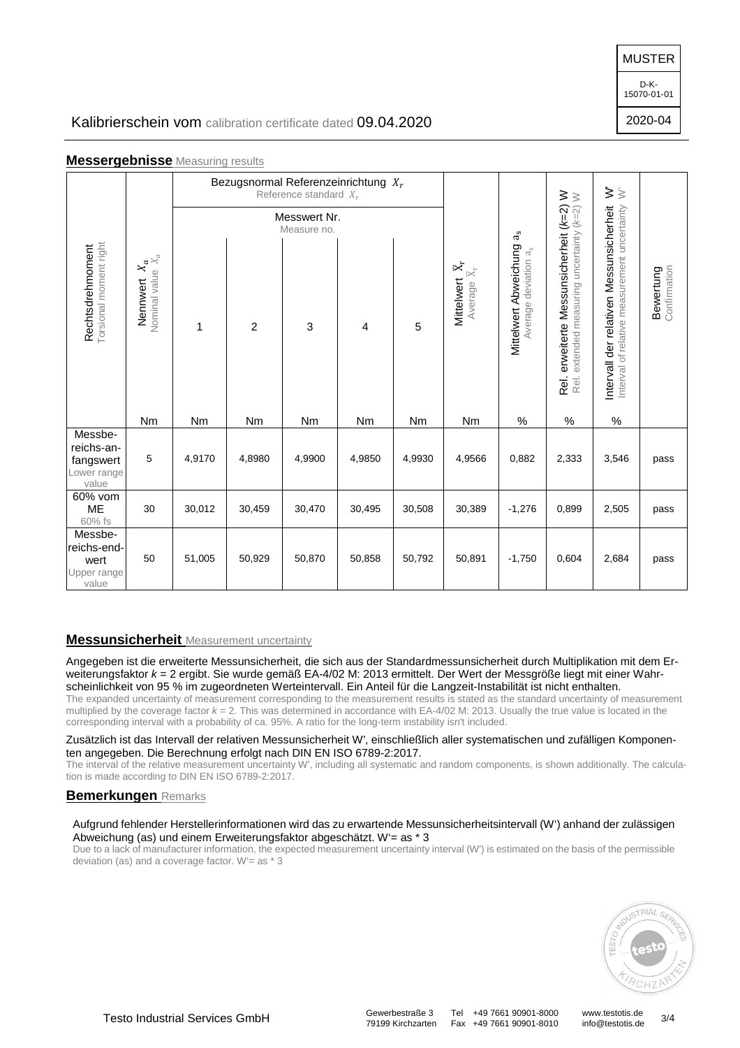MUSTER

D-K-15070-01-01

2020-04

Kalibrierschein vom calibration certificate dated 09.04.2020

## Messergebnisse Measuring results

| Rechtsdrehmoment Torsional moment right | Nennwert $X_a$ Nominal value $X_a$ | Bezugsnormal Referenzeinrichtung $X_r$ Reference standard $X_r$ – Messwert Nr. Measure no. 1 | 2 | 3 | 4 | 5 | Mittelwert $\overline{X}_r$ Average $\overline{X}_r$ | Mittelwert Abweichung $a_s$ Average deviation $a_s$ | Rel. erweiterte Messunsicherheit ($k$=2) W Rel. extended measuring uncertainty ($k$=2) W | Intervall der relativen Messunsicherheit W' Interval of relative measurement uncertainty W' | Bewertung Confirmation |
|---|---|---|---|---|---|---|---|---|---|---|---|
| | Nm | Nm | Nm | Nm | Nm | Nm | Nm | % | % | % | |
| Messbe-reichs-an-fangswert Lower range value | 5 | 4,9170 | 4,8980 | 4,9900 | 4,9850 | 4,9930 | 4,9566 | 0,882 | 2,333 | 3,546 | pass |
| 60% vom ME 60% fs | 30 | 30,012 | 30,459 | 30,470 | 30,495 | 30,508 | 30,389 | -1,276 | 0,899 | 2,505 | pass |
| Messbe-reichs-end-wert Upper range value | 50 | 51,005 | 50,929 | 50,870 | 50,858 | 50,792 | 50,891 | -1,750 | 0,604 | 2,684 | pass |

## Messunsicherheit Measurement uncertainty

Angegeben ist die erweiterte Messunsicherheit, die sich aus der Standardmessunsicherheit durch Multiplikation mit dem Erweiterungsfaktor $k$ = 2 ergibt. Sie wurde gemäß EA-4/02 M: 2013 ermittelt. Der Wert der Messgröße liegt mit einer Wahrscheinlichkeit von 95 % im zugeordneten Werteintervall. Ein Anteil für die Langzeit-Instabilität ist nicht enthalten.

The expanded uncertainty of measurement corresponding to the measurement results is stated as the standard uncertainty of measurement multiplied by the coverage factor $k$ = 2. This was determined in accordance with EA-4/02 M: 2013. Usually the true value is located in the corresponding interval with a probability of ca. 95%. A ratio for the long-term instability isn't included.

Zusätzlich ist das Intervall der relativen Messunsicherheit W', einschließlich aller systematischen und zufälligen Komponenten angegeben. Die Berechnung erfolgt nach DIN EN ISO 6789-2:2017.

The interval of the relative measurement uncertainty W', including all systematic and random components, is shown additionally. The calculation is made according to DIN EN ISO 6789-2:2017.

## Bemerkungen Remarks

Aufgrund fehlender Herstellerinformationen wird das zu erwartende Messunsicherheitsintervall (W') anhand der zulässigen Abweichung (as) und einem Erweiterungsfaktor abgeschätzt. W'= as * 3

Due to a lack of manufacturer information, the expected measurement uncertainty interval (W') is estimated on the basis of the permissible deviation (as) and a coverage factor. W'= as * 3

Testo Industrial Services GmbH — Gewerbestraße 3, 79199 Kirchzarten — Tel +49 7661 90901-8000, Fax +49 7661 90901-8010 — www.testotis.de, info@testotis.de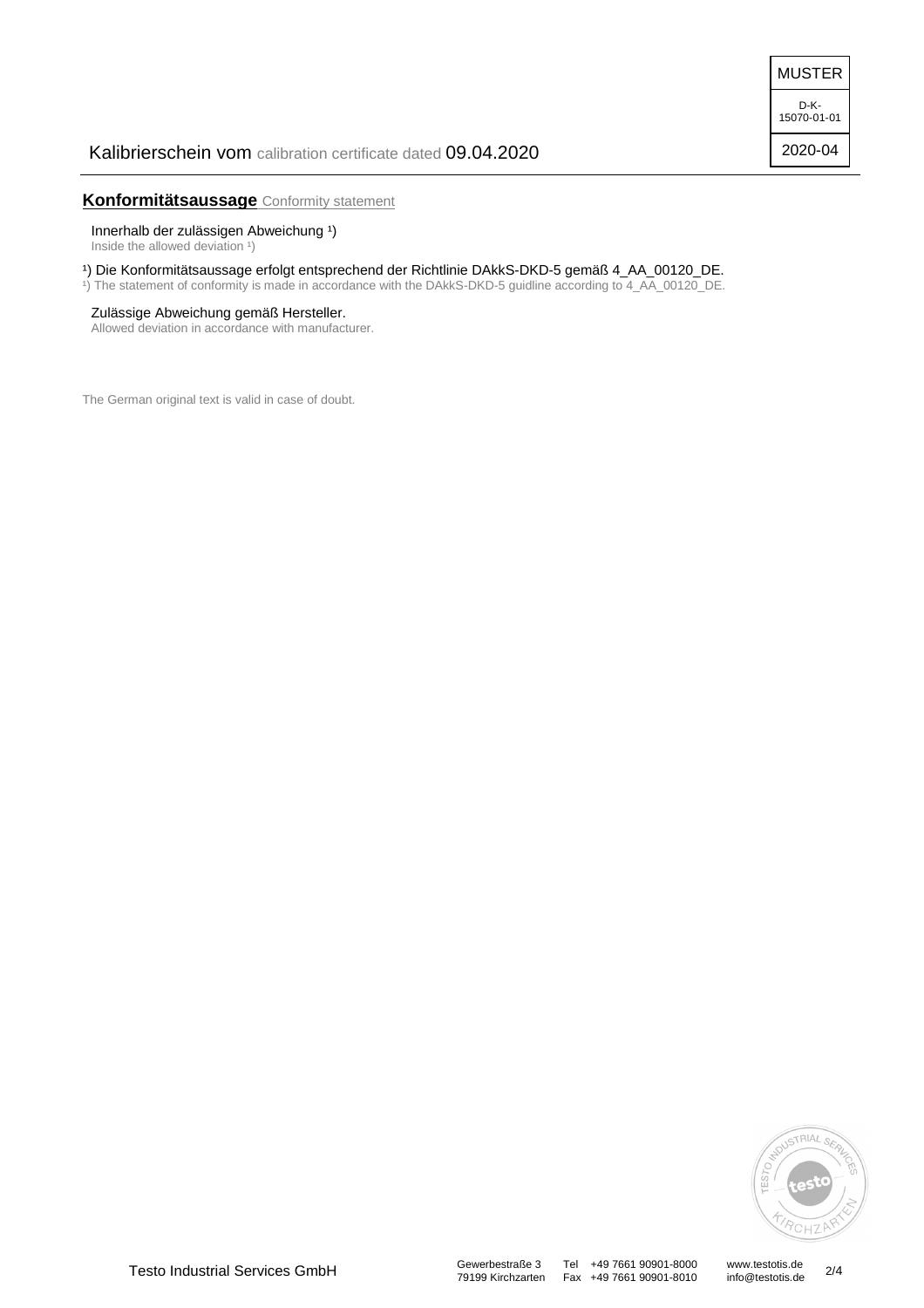Kalibrierschein vom calibration certificate dated 09.04.2020

MUSTER

D-K-
15070-01-01

2020-04

## Konformitätsaussage Conformity statement

Innerhalb der zulässigen Abweichung ¹)
Inside the allowed deviation ¹)

¹) Die Konformitätsaussage erfolgt entsprechend der Richtlinie DAkkS-DKD-5 gemäß 4_AA_00120_DE.
¹) The statement of conformity is made in accordance with the DAkkS-DKD-5 guidline according to 4_AA_00120_DE.

Zulässige Abweichung gemäß Hersteller.
Allowed deviation in accordance with manufacturer.

The German original text is valid in case of doubt.

Testo Industrial Services GmbH

Gewerbestraße 3
79199 Kirchzarten

Tel +49 7661 90901-8000
Fax +49 7661 90901-8010

www.testotis.de
info@testotis.de